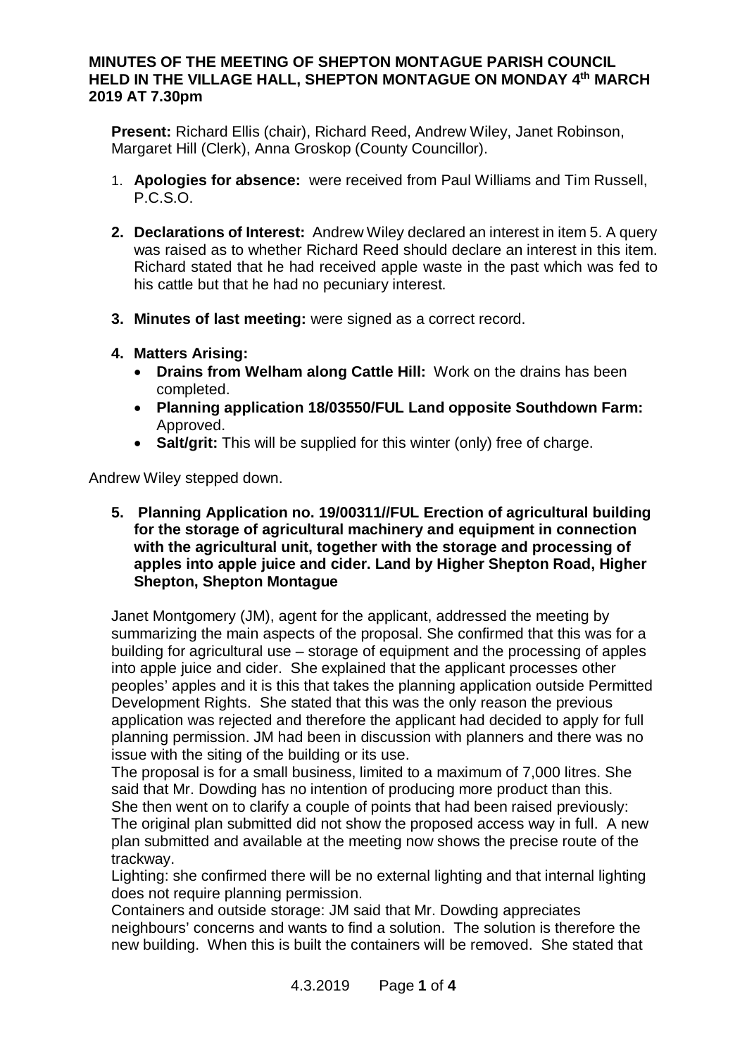**MINUTES OF THE MEETING OF SHEPTON MONTAGUE PARISH COUNCIL HELD IN THE VILLAGE HALL, SHEPTON MONTAGUE ON MONDAY 4th MARCH 2019 AT 7.30pm**

**Present:** Richard Ellis (chair), Richard Reed, Andrew Wiley, Janet Robinson, Margaret Hill (Clerk), Anna Groskop (County Councillor).

1. **Apologies for absence:** were received from Paul Williams and Tim Russell, P.C.S.O.

2. **Declarations of Interest:** Andrew Wiley declared an interest in item 5. A query was raised as to whether Richard Reed should declare an interest in this item. Richard stated that he had received apple waste in the past which was fed to his cattle but that he had no pecuniary interest.

3. **Minutes of last meeting:** were signed as a correct record.

4. **Matters Arising:**
   - **Drains from Welham along Cattle Hill:** Work on the drains has been completed.
   - **Planning application 18/03550/FUL Land opposite Southdown Farm:** Approved.
   - **Salt/grit:** This will be supplied for this winter (only) free of charge.

Andrew Wiley stepped down.

5. **Planning Application no. 19/00311//FUL Erection of agricultural building for the storage of agricultural machinery and equipment in connection with the agricultural unit, together with the storage and processing of apples into apple juice and cider. Land by Higher Shepton Road, Higher Shepton, Shepton Montague**

Janet Montgomery (JM), agent for the applicant, addressed the meeting by summarizing the main aspects of the proposal. She confirmed that this was for a building for agricultural use – storage of equipment and the processing of apples into apple juice and cider. She explained that the applicant processes other peoples' apples and it is this that takes the planning application outside Permitted Development Rights. She stated that this was the only reason the previous application was rejected and therefore the applicant had decided to apply for full planning permission. JM had been in discussion with planners and there was no issue with the siting of the building or its use.

The proposal is for a small business, limited to a maximum of 7,000 litres. She said that Mr. Dowding has no intention of producing more product than this.

She then went on to clarify a couple of points that had been raised previously:

The original plan submitted did not show the proposed access way in full. A new plan submitted and available at the meeting now shows the precise route of the trackway.

Lighting: she confirmed there will be no external lighting and that internal lighting does not require planning permission.

Containers and outside storage: JM said that Mr. Dowding appreciates neighbours' concerns and wants to find a solution. The solution is therefore the new building. When this is built the containers will be removed. She stated that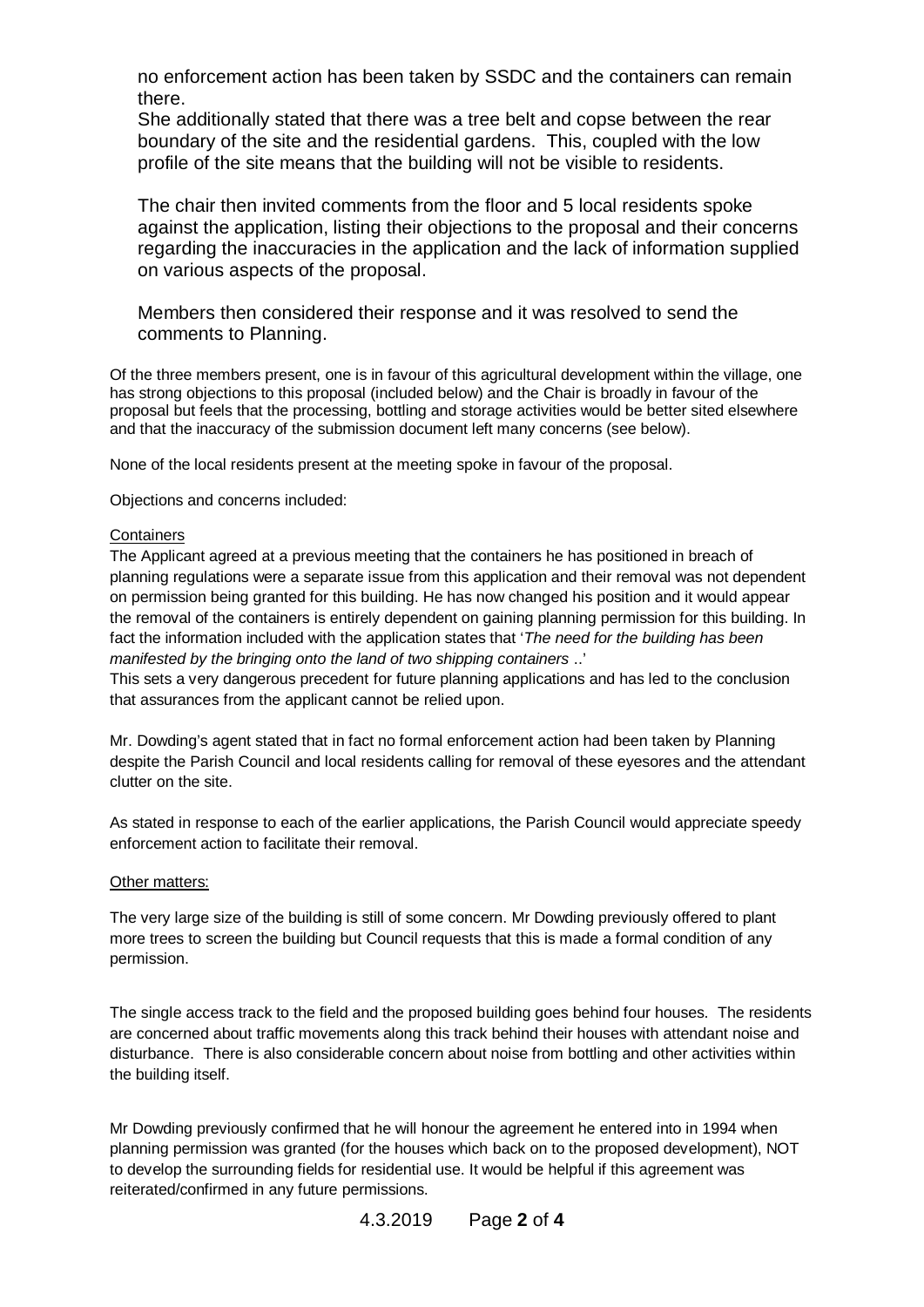no enforcement action has been taken by SSDC and the containers can remain there.
She additionally stated that there was a tree belt and copse between the rear boundary of the site and the residential gardens. This, coupled with the low profile of the site means that the building will not be visible to residents.

The chair then invited comments from the floor and 5 local residents spoke against the application, listing their objections to the proposal and their concerns regarding the inaccuracies in the application and the lack of information supplied on various aspects of the proposal.

Members then considered their response and it was resolved to send the comments to Planning.

Of the three members present, one is in favour of this agricultural development within the village, one has strong objections to this proposal (included below) and the Chair is broadly in favour of the proposal but feels that the processing, bottling and storage activities would be better sited elsewhere and that the inaccuracy of the submission document left many concerns (see below).

None of the local residents present at the meeting spoke in favour of the proposal.

Objections and concerns included:

Containers

The Applicant agreed at a previous meeting that the containers he has positioned in breach of planning regulations were a separate issue from this application and their removal was not dependent on permission being granted for this building. He has now changed his position and it would appear the removal of the containers is entirely dependent on gaining planning permission for this building. In fact the information included with the application states that '*The need for the building has been manifested by the bringing onto the land of two shipping containers* ..'
This sets a very dangerous precedent for future planning applications and has led to the conclusion that assurances from the applicant cannot be relied upon.

Mr. Dowding's agent stated that in fact no formal enforcement action had been taken by Planning despite the Parish Council and local residents calling for removal of these eyesores and the attendant clutter on the site.

As stated in response to each of the earlier applications, the Parish Council would appreciate speedy enforcement action to facilitate their removal.

Other matters:

The very large size of the building is still of some concern. Mr Dowding previously offered to plant more trees to screen the building but Council requests that this is made a formal condition of any permission.

The single access track to the field and the proposed building goes behind four houses. The residents are concerned about traffic movements along this track behind their houses with attendant noise and disturbance. There is also considerable concern about noise from bottling and other activities within the building itself.

Mr Dowding previously confirmed that he will honour the agreement he entered into in 1994 when planning permission was granted (for the houses which back on to the proposed development), NOT to develop the surrounding fields for residential use. It would be helpful if this agreement was reiterated/confirmed in any future permissions.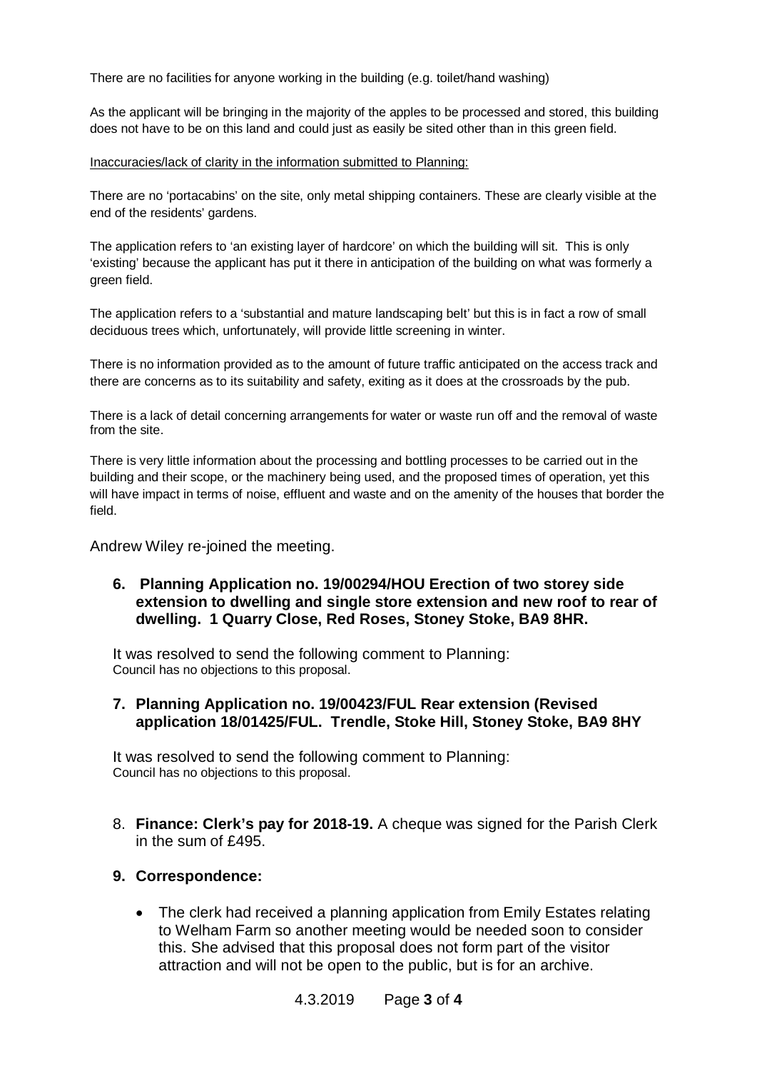There are no facilities for anyone working in the building (e.g. toilet/hand washing)

As the applicant will be bringing in the majority of the apples to be processed and stored, this building does not have to be on this land and could just as easily be sited other than in this green field.

Inaccuracies/lack of clarity in the information submitted to Planning:

There are no 'portacabins' on the site, only metal shipping containers. These are clearly visible at the end of the residents' gardens.

The application refers to 'an existing layer of hardcore' on which the building will sit. This is only 'existing' because the applicant has put it there in anticipation of the building on what was formerly a green field.

The application refers to a 'substantial and mature landscaping belt' but this is in fact a row of small deciduous trees which, unfortunately, will provide little screening in winter.

There is no information provided as to the amount of future traffic anticipated on the access track and there are concerns as to its suitability and safety, exiting as it does at the crossroads by the pub.

There is a lack of detail concerning arrangements for water or waste run off and the removal of waste from the site.

There is very little information about the processing and bottling processes to be carried out in the building and their scope, or the machinery being used, and the proposed times of operation, yet this will have impact in terms of noise, effluent and waste and on the amenity of the houses that border the field.

Andrew Wiley re-joined the meeting.

**6. Planning Application no. 19/00294/HOU Erection of two storey side extension to dwelling and single store extension and new roof to rear of dwelling. 1 Quarry Close, Red Roses, Stoney Stoke, BA9 8HR.**

It was resolved to send the following comment to Planning:
Council has no objections to this proposal.

**7. Planning Application no. 19/00423/FUL Rear extension (Revised application 18/01425/FUL. Trendle, Stoke Hill, Stoney Stoke, BA9 8HY**

It was resolved to send the following comment to Planning:
Council has no objections to this proposal.

8. **Finance: Clerk's pay for 2018-19.** A cheque was signed for the Parish Clerk in the sum of £495.

**9. Correspondence:**

- The clerk had received a planning application from Emily Estates relating to Welham Farm so another meeting would be needed soon to consider this. She advised that this proposal does not form part of the visitor attraction and will not be open to the public, but is for an archive.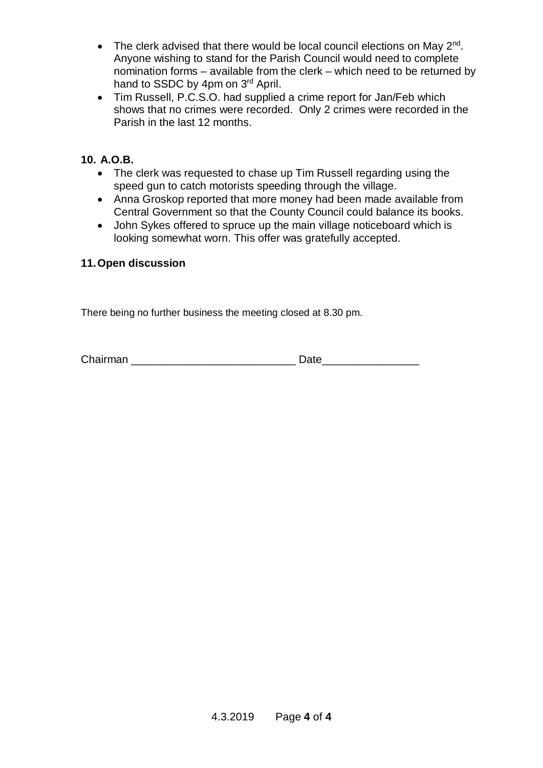- The clerk advised that there would be local council elections on May 2nd. Anyone wishing to stand for the Parish Council would need to complete nomination forms – available from the clerk – which need to be returned by hand to SSDC by 4pm on 3rd April.
- Tim Russell, P.C.S.O. had supplied a crime report for Jan/Feb which shows that no crimes were recorded. Only 2 crimes were recorded in the Parish in the last 12 months.

## 10. A.O.B.

- The clerk was requested to chase up Tim Russell regarding using the speed gun to catch motorists speeding through the village.
- Anna Groskop reported that more money had been made available from Central Government so that the County Council could balance its books.
- John Sykes offered to spruce up the main village noticeboard which is looking somewhat worn. This offer was gratefully accepted.

## 11. Open discussion

There being no further business the meeting closed at 8.30 pm.

Chairman ___________________________ Date________________